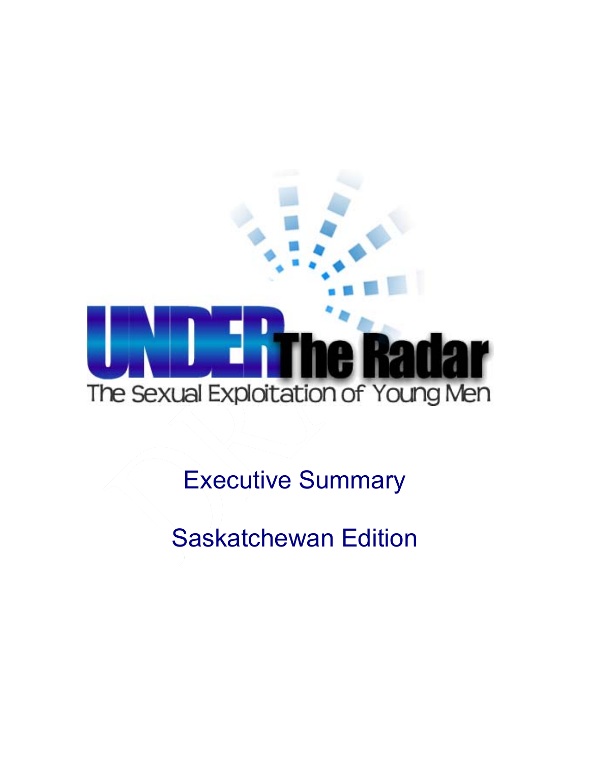# UNDER The Radar

The Sexual Exploitation of Young Men

## Executive Summary

## Saskatchewan Edition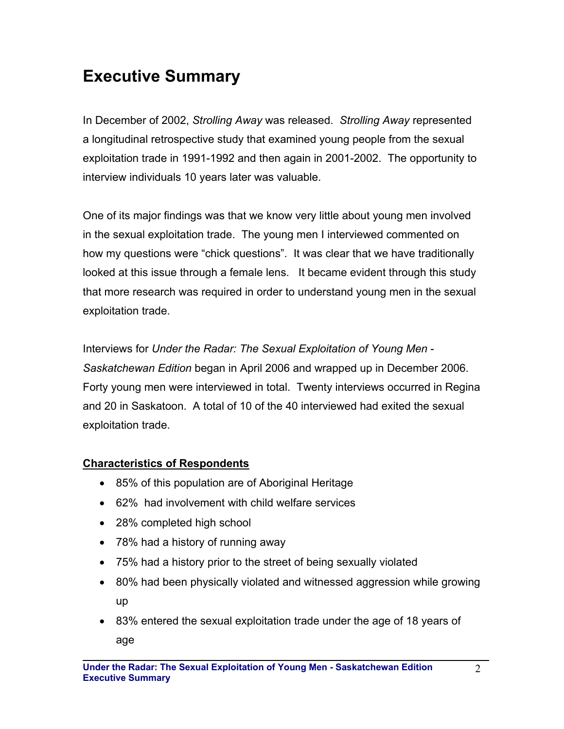# Executive Summary

In December of 2002, *Strolling Away* was released. *Strolling Away* represented a longitudinal retrospective study that examined young people from the sexual exploitation trade in 1991-1992 and then again in 2001-2002. The opportunity to interview individuals 10 years later was valuable.

One of its major findings was that we know very little about young men involved in the sexual exploitation trade. The young men I interviewed commented on how my questions were "chick questions". It was clear that we have traditionally looked at this issue through a female lens. It became evident through this study that more research was required in order to understand young men in the sexual exploitation trade.

Interviews for *Under the Radar: The Sexual Exploitation of Young Men - Saskatchewan Edition* began in April 2006 and wrapped up in December 2006. Forty young men were interviewed in total. Twenty interviews occurred in Regina and 20 in Saskatoon. A total of 10 of the 40 interviewed had exited the sexual exploitation trade.

**Characteristics of Respondents**

- 85% of this population are of Aboriginal Heritage
- 62% had involvement with child welfare services
- 28% completed high school
- 78% had a history of running away
- 75% had a history prior to the street of being sexually violated
- 80% had been physically violated and witnessed aggression while growing up
- 83% entered the sexual exploitation trade under the age of 18 years of age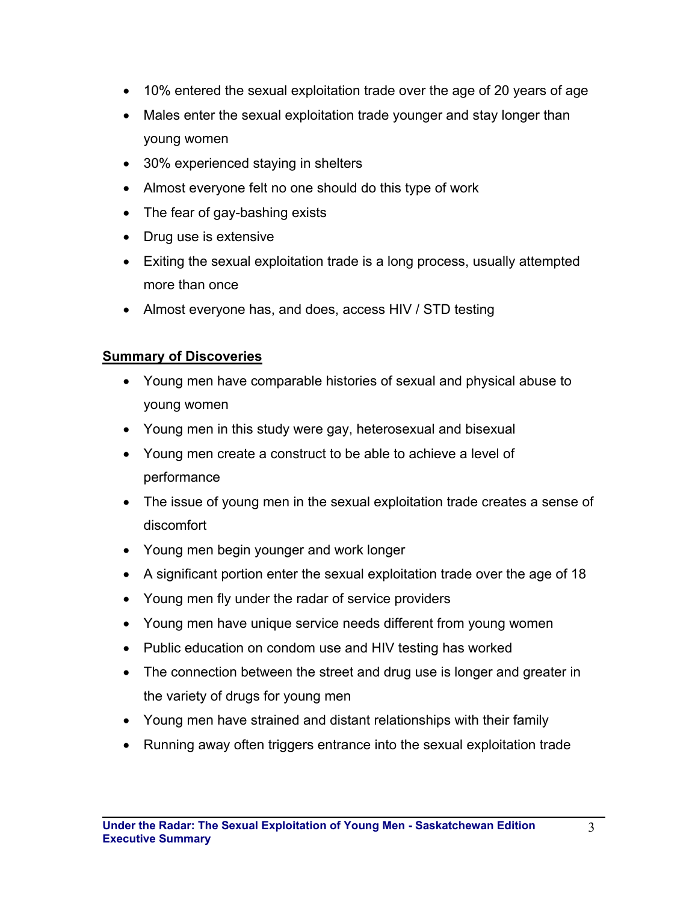- 10% entered the sexual exploitation trade over the age of 20 years of age
- Males enter the sexual exploitation trade younger and stay longer than young women
- 30% experienced staying in shelters
- Almost everyone felt no one should do this type of work
- The fear of gay-bashing exists
- Drug use is extensive
- Exiting the sexual exploitation trade is a long process, usually attempted more than once
- Almost everyone has, and does, access HIV / STD testing

**<u>Summary of Discoveries</u>**

- Young men have comparable histories of sexual and physical abuse to young women
- Young men in this study were gay, heterosexual and bisexual
- Young men create a construct to be able to achieve a level of performance
- The issue of young men in the sexual exploitation trade creates a sense of discomfort
- Young men begin younger and work longer
- A significant portion enter the sexual exploitation trade over the age of 18
- Young men fly under the radar of service providers
- Young men have unique service needs different from young women
- Public education on condom use and HIV testing has worked
- The connection between the street and drug use is longer and greater in the variety of drugs for young men
- Young men have strained and distant relationships with their family
- Running away often triggers entrance into the sexual exploitation trade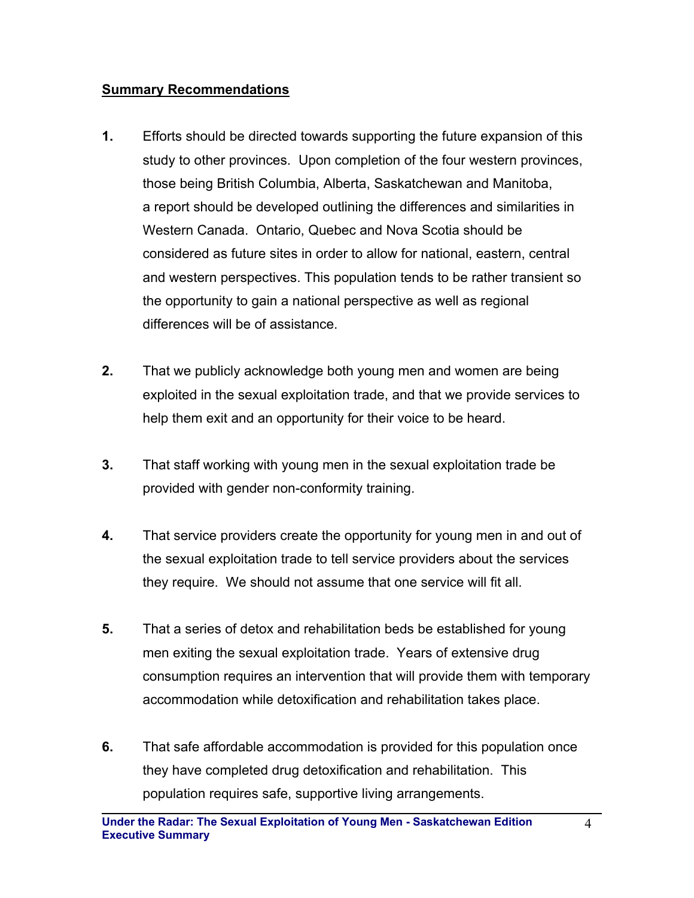## Summary Recommendations

1. Efforts should be directed towards supporting the future expansion of this study to other provinces. Upon completion of the four western provinces, those being British Columbia, Alberta, Saskatchewan and Manitoba, a report should be developed outlining the differences and similarities in Western Canada. Ontario, Quebec and Nova Scotia should be considered as future sites in order to allow for national, eastern, central and western perspectives. This population tends to be rather transient so the opportunity to gain a national perspective as well as regional differences will be of assistance.

2. That we publicly acknowledge both young men and women are being exploited in the sexual exploitation trade, and that we provide services to help them exit and an opportunity for their voice to be heard.

3. That staff working with young men in the sexual exploitation trade be provided with gender non-conformity training.

4. That service providers create the opportunity for young men in and out of the sexual exploitation trade to tell service providers about the services they require. We should not assume that one service will fit all.

5. That a series of detox and rehabilitation beds be established for young men exiting the sexual exploitation trade. Years of extensive drug consumption requires an intervention that will provide them with temporary accommodation while detoxification and rehabilitation takes place.

6. That safe affordable accommodation is provided for this population once they have completed drug detoxification and rehabilitation. This population requires safe, supportive living arrangements.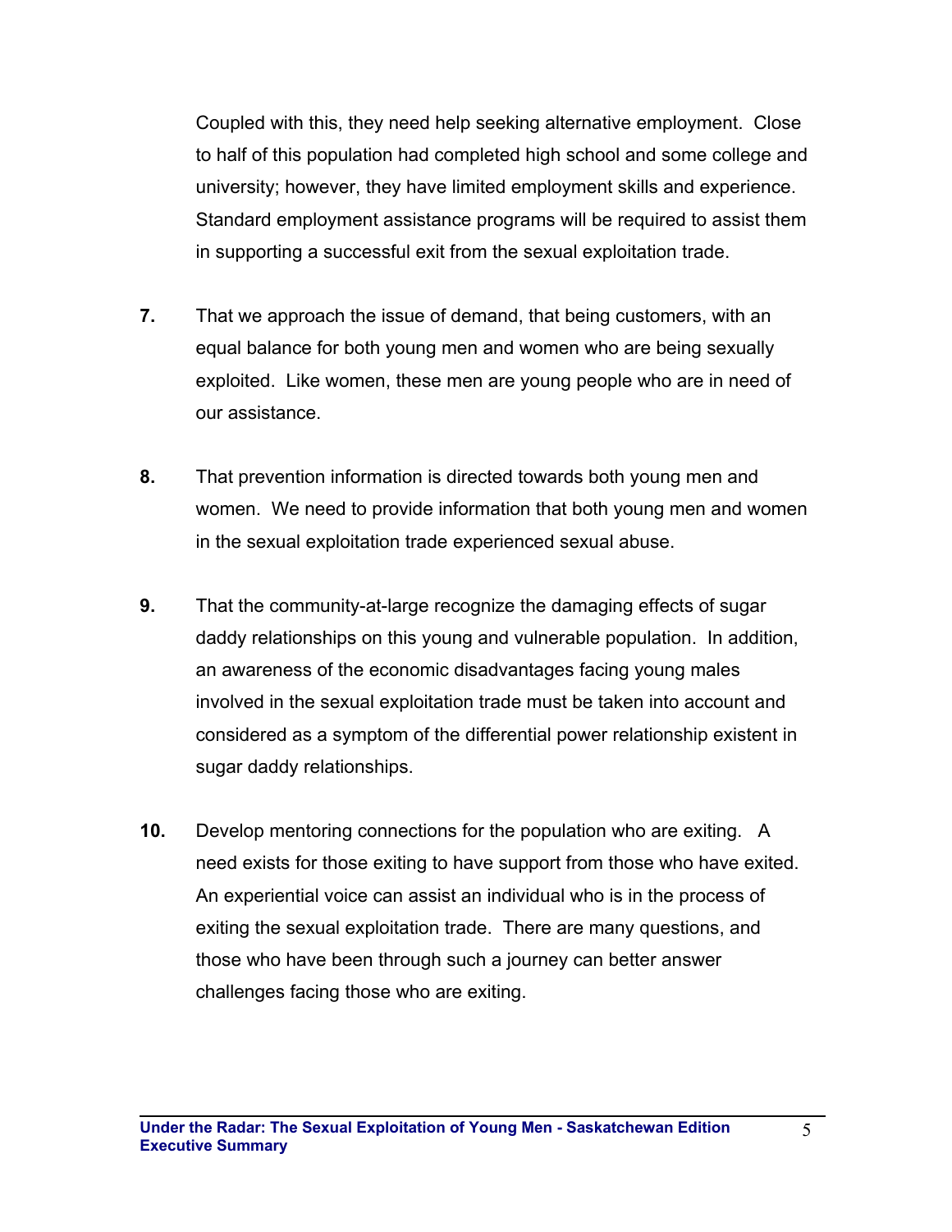Coupled with this, they need help seeking alternative employment. Close to half of this population had completed high school and some college and university; however, they have limited employment skills and experience. Standard employment assistance programs will be required to assist them in supporting a successful exit from the sexual exploitation trade.

**7.** That we approach the issue of demand, that being customers, with an equal balance for both young men and women who are being sexually exploited. Like women, these men are young people who are in need of our assistance.

**8.** That prevention information is directed towards both young men and women. We need to provide information that both young men and women in the sexual exploitation trade experienced sexual abuse.

**9.** That the community-at-large recognize the damaging effects of sugar daddy relationships on this young and vulnerable population. In addition, an awareness of the economic disadvantages facing young males involved in the sexual exploitation trade must be taken into account and considered as a symptom of the differential power relationship existent in sugar daddy relationships.

**10.** Develop mentoring connections for the population who are exiting. A need exists for those exiting to have support from those who have exited. An experiential voice can assist an individual who is in the process of exiting the sexual exploitation trade. There are many questions, and those who have been through such a journey can better answer challenges facing those who are exiting.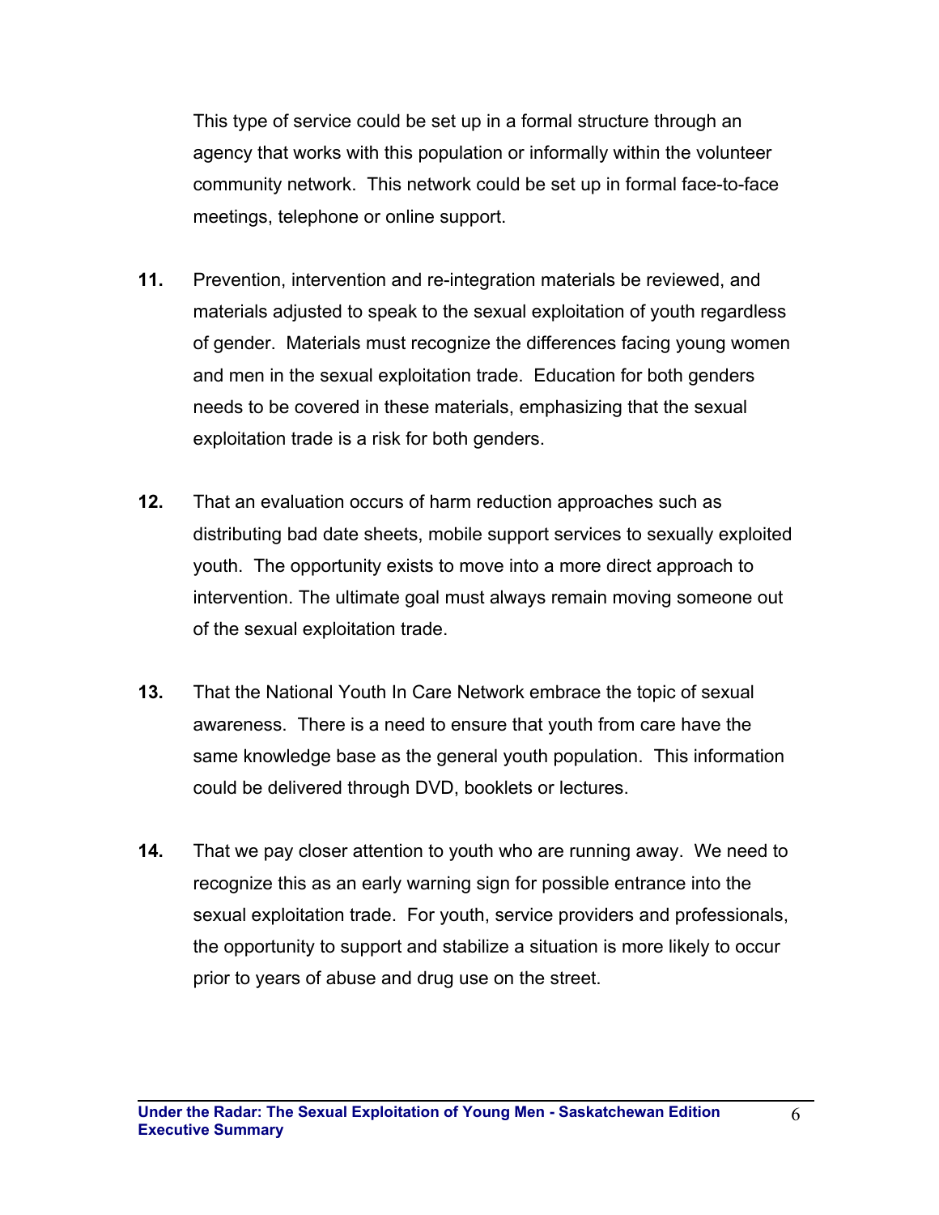This type of service could be set up in a formal structure through an agency that works with this population or informally within the volunteer community network. This network could be set up in formal face-to-face meetings, telephone or online support.

**11.** Prevention, intervention and re-integration materials be reviewed, and materials adjusted to speak to the sexual exploitation of youth regardless of gender. Materials must recognize the differences facing young women and men in the sexual exploitation trade. Education for both genders needs to be covered in these materials, emphasizing that the sexual exploitation trade is a risk for both genders.

**12.** That an evaluation occurs of harm reduction approaches such as distributing bad date sheets, mobile support services to sexually exploited youth. The opportunity exists to move into a more direct approach to intervention. The ultimate goal must always remain moving someone out of the sexual exploitation trade.

**13.** That the National Youth In Care Network embrace the topic of sexual awareness. There is a need to ensure that youth from care have the same knowledge base as the general youth population. This information could be delivered through DVD, booklets or lectures.

**14.** That we pay closer attention to youth who are running away. We need to recognize this as an early warning sign for possible entrance into the sexual exploitation trade. For youth, service providers and professionals, the opportunity to support and stabilize a situation is more likely to occur prior to years of abuse and drug use on the street.